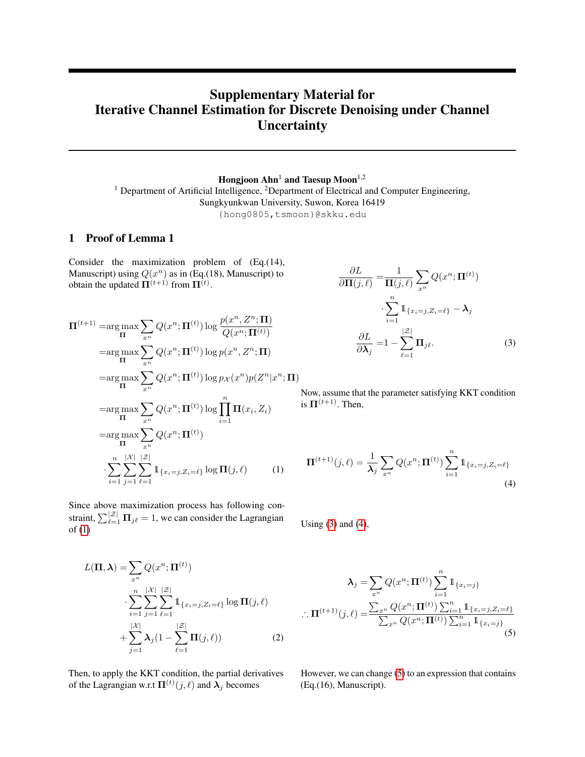# Supplementary Material for Iterative Channel Estimation for Discrete Denoising under Channel Uncertainty

**Hongjoon Ahn**[1] **and Taesup Moon**[1,2]

[1] Department of Artificial Intelligence, [2]Department of Electrical and Computer Engineering, Sungkyunkwan University, Suwon, Korea 16419

{hong0805,tsmoon}@skku.edu

## 1 Proof of Lemma 1

Consider the maximization problem of (Eq.(14), Manuscript) using $Q(x^n)$ as in (Eq.(18), Manuscript) to obtain the updated $\mathbf{\Pi}^{(t+1)}$ from $\mathbf{\Pi}^{(t)}$.

$$
\begin{aligned}
\mathbf{\Pi}^{(t+1)} =& \arg\max_{\mathbf{\Pi}} \sum_{x^n} Q(x^n;\mathbf{\Pi}^{(t)}) \log \frac{p(x^n, Z^n; \mathbf{\Pi})}{Q(x^n;\mathbf{\Pi}^{(t)})} \\
=& \arg\max_{\mathbf{\Pi}} \sum_{x^n} Q(x^n;\mathbf{\Pi}^{(t)}) \log p(x^n, Z^n; \mathbf{\Pi}) \\
=& \arg\max_{\mathbf{\Pi}} \sum_{x^n} Q(x^n;\mathbf{\Pi}^{(t)}) \log p_{\mathcal{X}}(x^n) p(Z^n|x^n;\mathbf{\Pi}) \\
=& \arg\max_{\mathbf{\Pi}} \sum_{x^n} Q(x^n;\mathbf{\Pi}^{(t)}) \log \prod_{i=1}^{n} \mathbf{\Pi}(x_i, Z_i) \\
=& \arg\max_{\mathbf{\Pi}} \sum_{x^n} Q(x^n;\mathbf{\Pi}^{(t)}) \\
& \cdot \sum_{i=1}^{n} \sum_{j=1}^{|\mathcal{X}|} \sum_{\ell=1}^{|\mathcal{Z}|} \mathbb{1}_{\{x_i=j, Z_i=\ell\}} \log \mathbf{\Pi}(j,\ell)
\end{aligned}
\tag{1}
$$

Since above maximization process has following constraint, $\sum_{\ell=1}^{|\mathcal{Z}|} \mathbf{\Pi}_{j\ell} = 1$, we can consider the Lagrangian of (1)

$$
\begin{aligned}
L(\mathbf{\Pi}, \boldsymbol{\lambda}) =& \sum_{x^n} Q(x^n;\mathbf{\Pi}^{(t)}) \\
& \cdot \sum_{i=1}^{n} \sum_{j=1}^{|\mathcal{X}|} \sum_{\ell=1}^{|\mathcal{Z}|} \mathbb{1}_{\{x_i=j, Z_i=\ell\}} \log \mathbf{\Pi}(j,\ell) \\
& + \sum_{j=1}^{|\mathcal{X}|} \boldsymbol{\lambda}_j \Big(1 - \sum_{\ell=1}^{|\mathcal{Z}|} \mathbf{\Pi}(j,\ell)\Big)
\end{aligned}
\tag{2}
$$

Then, to apply the KKT condition, the partial derivatives of the Lagrangian w.r.t $\mathbf{\Pi}^{(t)}(j,\ell)$ and $\boldsymbol{\lambda}_j$ becomes

$$
\begin{aligned}
\frac{\partial L}{\partial \mathbf{\Pi}(j,\ell)} =& \frac{1}{\mathbf{\Pi}(j,\ell)} \sum_{x^n} Q(x^n;\mathbf{\Pi}^{(t)}) \\
& \cdot \sum_{i=1}^{n} \mathbb{1}_{\{x_i=j, Z_i=\ell\}} - \boldsymbol{\lambda}_j \\
\frac{\partial L}{\partial \boldsymbol{\lambda}_j} =& 1 - \sum_{\ell=1}^{|\mathcal{Z}|} \mathbf{\Pi}_{j\ell}.
\end{aligned}
\tag{3}
$$

Now, assume that the parameter satisfying KKT condition is $\mathbf{\Pi}^{(t+1)}$. Then,

$$
\mathbf{\Pi}^{(t+1)}(j,\ell) = \frac{1}{\boldsymbol{\lambda}_j} \sum_{x^n} Q(x^n;\mathbf{\Pi}^{(t)}) \sum_{i=1}^{n} \mathbb{1}_{\{x_i=j, Z_i=\ell\}}
\tag{4}
$$

Using (3) and (4),

$$
\begin{aligned}
\boldsymbol{\lambda}_j =& \sum_{x^n} Q(x^n;\mathbf{\Pi}^{(t)}) \sum_{i=1}^{n} \mathbb{1}_{\{x_i=j\}} \\
\therefore \mathbf{\Pi}^{(t+1)}(j,\ell) =& \frac{\sum_{x^n} Q(x^n;\mathbf{\Pi}^{(t)}) \sum_{i=1}^{n} \mathbb{1}_{\{x_i=j, Z_i=\ell\}}}{\sum_{x^n} Q(x^n;\mathbf{\Pi}^{(t)}) \sum_{i=1}^{n} \mathbb{1}_{\{x_i=j\}}}
\end{aligned}
\tag{5}
$$

However, we can change (5) to an expression that contains (Eq.(16), Manuscript).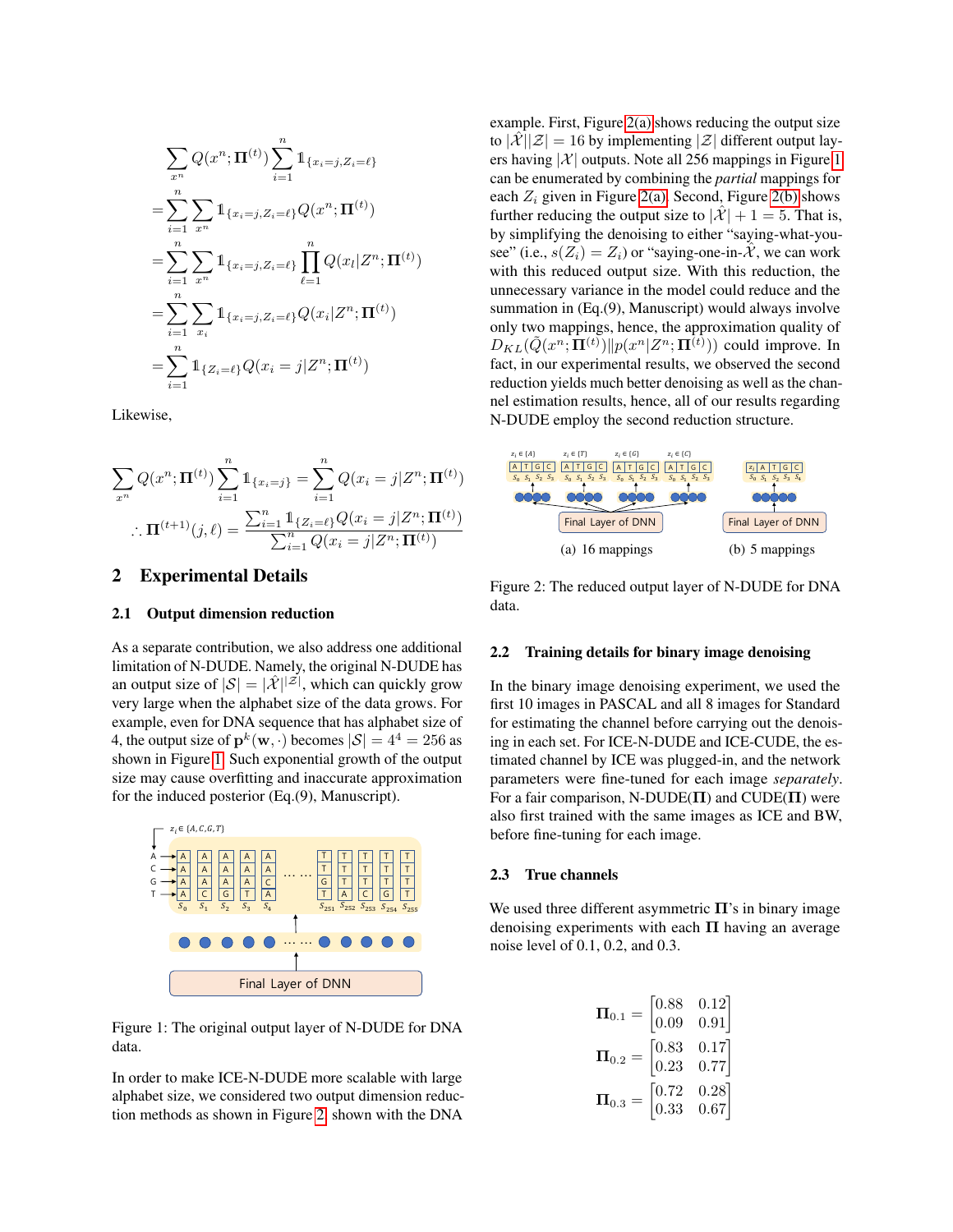$$
\begin{aligned}
&\sum_{x^n} Q(x^n;\mathbf{\Pi}^{(t)}) \sum_{i=1}^{n} \mathbb{1}_{\{x_i=j, Z_i=\ell\}} \\
&= \sum_{i=1}^{n} \sum_{x^n} \mathbb{1}_{\{x_i=j, Z_i=\ell\}} Q(x^n;\mathbf{\Pi}^{(t)}) \\
&= \sum_{i=1}^{n} \sum_{x^n} \mathbb{1}_{\{x_i=j, Z_i=\ell\}} \prod_{\ell=1}^{n} Q(x_l|Z^n;\mathbf{\Pi}^{(t)}) \\
&= \sum_{i=1}^{n} \sum_{x_i} \mathbb{1}_{\{x_i=j, Z_i=\ell\}} Q(x_i|Z^n;\mathbf{\Pi}^{(t)}) \\
&= \sum_{i=1}^{n} \mathbb{1}_{\{Z_i=\ell\}} Q(x_i=j|Z^n;\mathbf{\Pi}^{(t)})
\end{aligned}
$$

Likewise,

$$
\sum_{x^n} Q(x^n;\mathbf{\Pi}^{(t)}) \sum_{i=1}^{n} \mathbb{1}_{\{x_i=j\}} = \sum_{i=1}^{n} Q(x_i=j|Z^n;\mathbf{\Pi}^{(t)})
$$

$$
\therefore \mathbf{\Pi}^{(t+1)}(j,\ell) = \frac{\sum_{i=1}^{n} \mathbb{1}_{\{Z_i=\ell\}} Q(x_i=j|Z^n;\mathbf{\Pi}^{(t)})}{\sum_{i=1}^{n} Q(x_i=j|Z^n;\mathbf{\Pi}^{(t)})}
$$

## 2 Experimental Details

### 2.1 Output dimension reduction

As a separate contribution, we also address one additional limitation of N-DUDE. Namely, the original N-DUDE has an output size of $|\mathcal{S}| = |\hat{\mathcal{X}}|^{|\mathcal{Z}|}$, which can quickly grow very large when the alphabet size of the data grows. For example, even for DNA sequence that has alphabet size of 4, the output size of $\mathbf{p}^k(\mathbf{w},\cdot)$ becomes $|\mathcal{S}| = 4^4 = 256$ as shown in Figure 1. Such exponential growth of the output size may cause overfitting and inaccurate approximation for the induced posterior (Eq.(9), Manuscript).

Figure 1: The original output layer of N-DUDE for DNA data.

In order to make ICE-N-DUDE more scalable with large alphabet size, we considered two output dimension reduction methods as shown in Figure 2, shown with the DNA example. First, Figure 2(a) shows reducing the output size to $|\hat{\mathcal{X}}||\mathcal{Z}| = 16$ by implementing $|\mathcal{Z}|$ different output layers having $|\mathcal{X}|$ outputs. Note all 256 mappings in Figure 1 can be enumerated by combining the *partial* mappings for each $Z_i$ given in Figure 2(a). Second, Figure 2(b) shows further reducing the output size to $|\hat{\mathcal{X}}| + 1 = 5$. That is, by simplifying the denoising to either "saying-what-you-see" (i.e., $s(Z_i) = Z_i$) or "saying-one-in-$\hat{\mathcal{X}}$, we can work with this reduced output size. With this reduction, the unnecessary variance in the model could reduce and the summation in (Eq.(9), Manuscript) would always involve only two mappings, hence, the approximation quality of $D_{KL}(\tilde{Q}(x^n;\mathbf{\Pi}^{(t)})\|p(x^n|Z^n;\mathbf{\Pi}^{(t)}))$ could improve. In fact, in our experimental results, we observed the second reduction yields much better denoising as well as the channel estimation results, hence, all of our results regarding N-DUDE employ the second reduction structure.

(a) 16 mappings (b) 5 mappings

Figure 2: The reduced output layer of N-DUDE for DNA data.

### 2.2 Training details for binary image denoising

In the binary image denoising experiment, we used the first 10 images in PASCAL and all 8 images for Standard for estimating the channel before carrying out the denoising in each set. For ICE-N-DUDE and ICE-CUDE, the estimated channel by ICE was plugged-in, and the network parameters were fine-tuned for each image *separately*. For a fair comparison, N-DUDE($\mathbf{\Pi}$) and CUDE($\mathbf{\Pi}$) were also first trained with the same images as ICE and BW, before fine-tuning for each image.

### 2.3 True channels

We used three different asymmetric $\mathbf{\Pi}$'s in binary image denoising experiments with each $\mathbf{\Pi}$ having an average noise level of 0.1, 0.2, and 0.3.

$$
\mathbf{\Pi}_{0.1} = \begin{bmatrix} 0.88 & 0.12 \\ 0.09 & 0.91 \end{bmatrix}
$$

$$
\mathbf{\Pi}_{0.2} = \begin{bmatrix} 0.83 & 0.17 \\ 0.23 & 0.77 \end{bmatrix}
$$

$$
\mathbf{\Pi}_{0.3} = \begin{bmatrix} 0.72 & 0.28 \\ 0.33 & 0.67 \end{bmatrix}
$$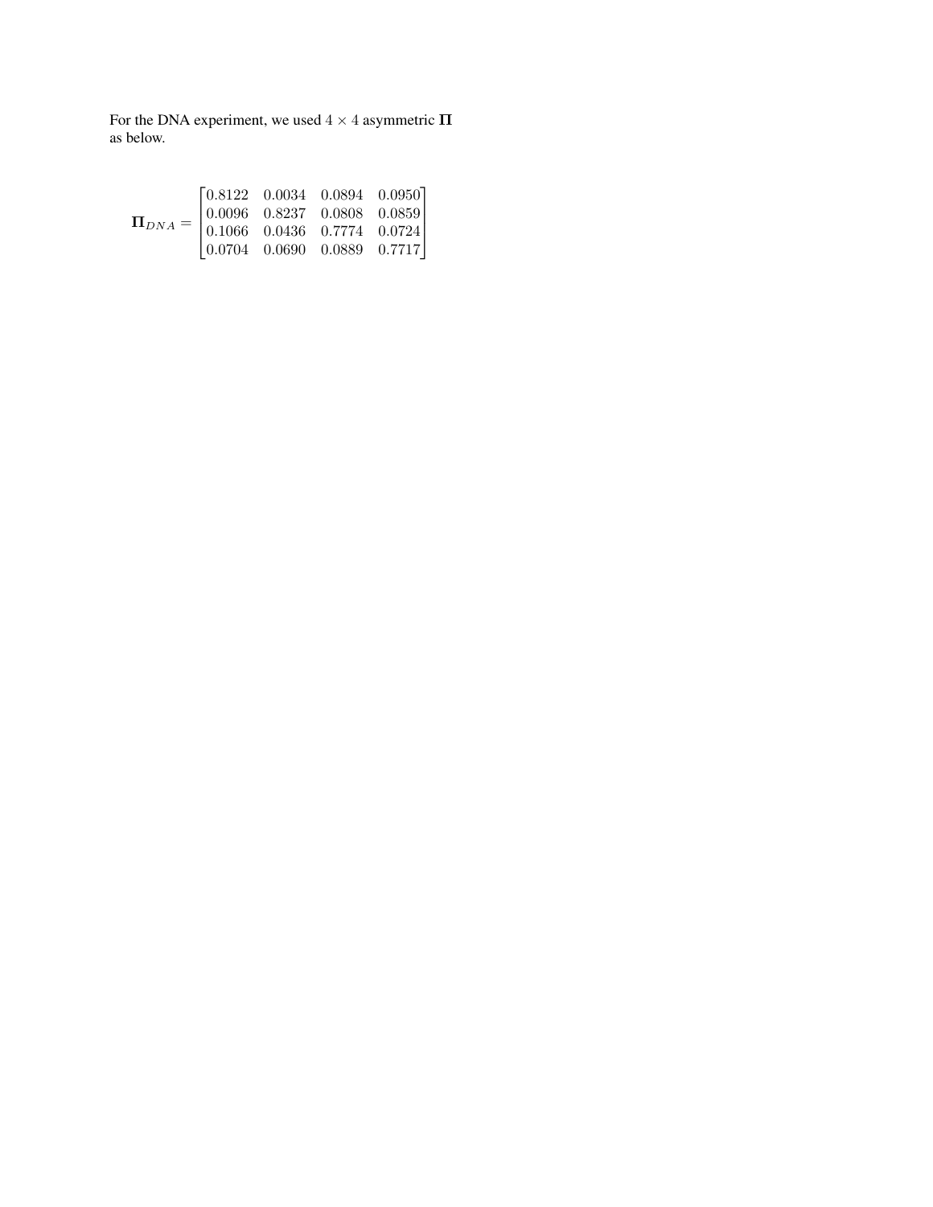For the DNA experiment, we used $4 \times 4$ asymmetric $\mathbf{\Pi}$ as below.

$$\mathbf{\Pi}_{DNA} = \begin{bmatrix} 0.8122 & 0.0034 & 0.0894 & 0.0950 \\ 0.0096 & 0.8237 & 0.0808 & 0.0859 \\ 0.1066 & 0.0436 & 0.7774 & 0.0724 \\ 0.0704 & 0.0690 & 0.0889 & 0.7717 \end{bmatrix}$$